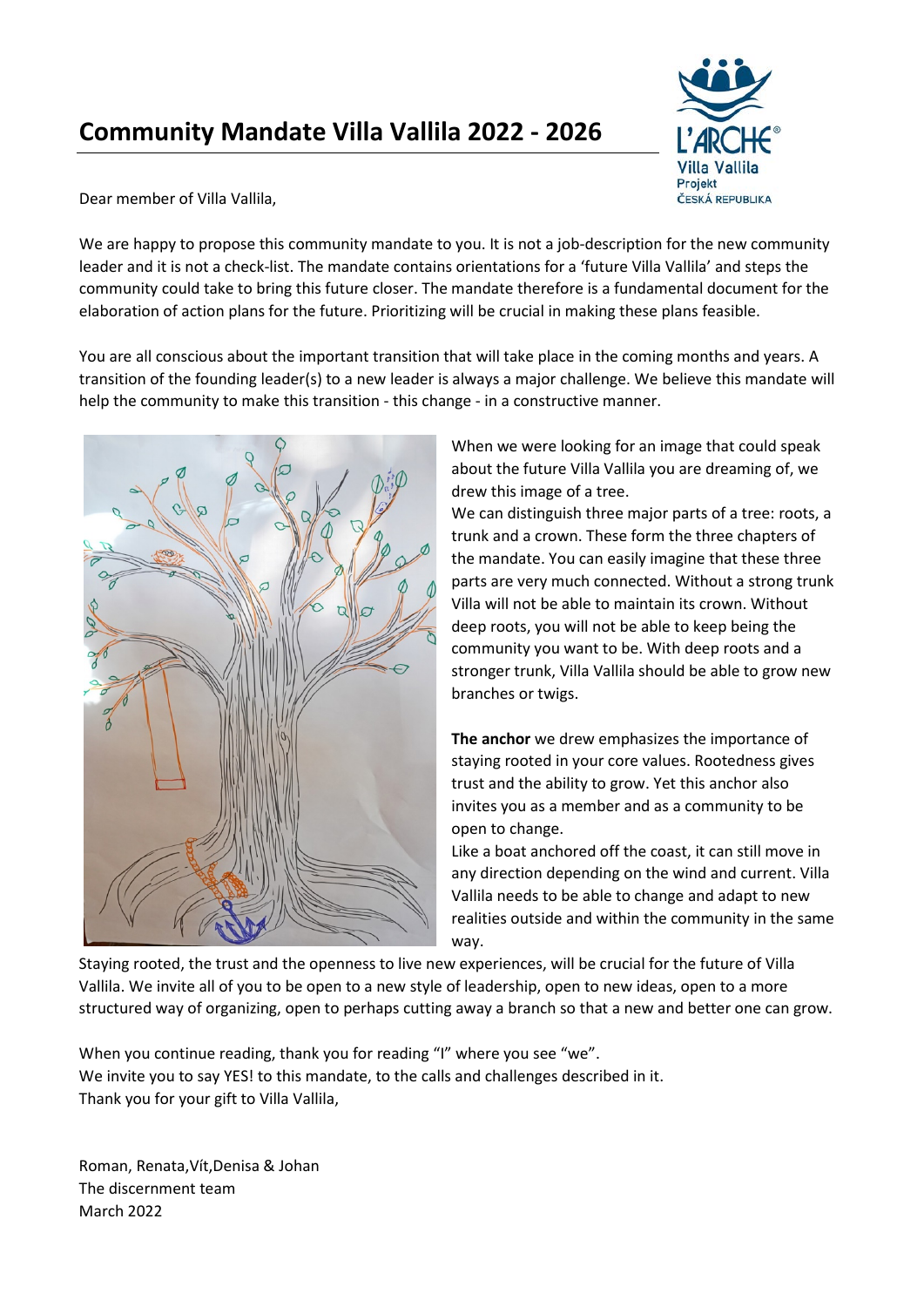# Community Mandate Villa Vallila 2022 - 2026

Dear member of Villa Vallila,

We are happy to propose this community mandate to you. It is not a job-description for the new community leader and it is not a check-list. The mandate contains orientations for a 'future Villa Vallila' and steps the community could take to bring this future closer. The mandate therefore is a fundamental document for the elaboration of action plans for the future. Prioritizing will be crucial in making these plans feasible.

You are all conscious about the important transition that will take place in the coming months and years. A transition of the founding leader(s) to a new leader is always a major challenge. We believe this mandate will help the community to make this transition - this change - in a constructive manner.

When we were looking for an image that could speak about the future Villa Vallila you are dreaming of, we drew this image of a tree.
We can distinguish three major parts of a tree: roots, a trunk and a crown. These form the three chapters of the mandate. You can easily imagine that these three parts are very much connected. Without a strong trunk Villa will not be able to maintain its crown. Without deep roots, you will not be able to keep being the community you want to be. With deep roots and a stronger trunk, Villa Vallila should be able to grow new branches or twigs.

**The anchor** we drew emphasizes the importance of staying rooted in your core values. Rootedness gives trust and the ability to grow. Yet this anchor also invites you as a member and as a community to be open to change.
Like a boat anchored off the coast, it can still move in any direction depending on the wind and current. Villa Vallila needs to be able to change and adapt to new realities outside and within the community in the same way.
Staying rooted, the trust and the openness to live new experiences, will be crucial for the future of Villa Vallila. We invite all of you to be open to a new style of leadership, open to new ideas, open to a more structured way of organizing, open to perhaps cutting away a branch so that a new and better one can grow.

When you continue reading, thank you for reading "I" where you see "we".
We invite you to say YES! to this mandate, to the calls and challenges described in it.
Thank you for your gift to Villa Vallila,

Roman, Renata,Vít,Denisa & Johan
The discernment team
March 2022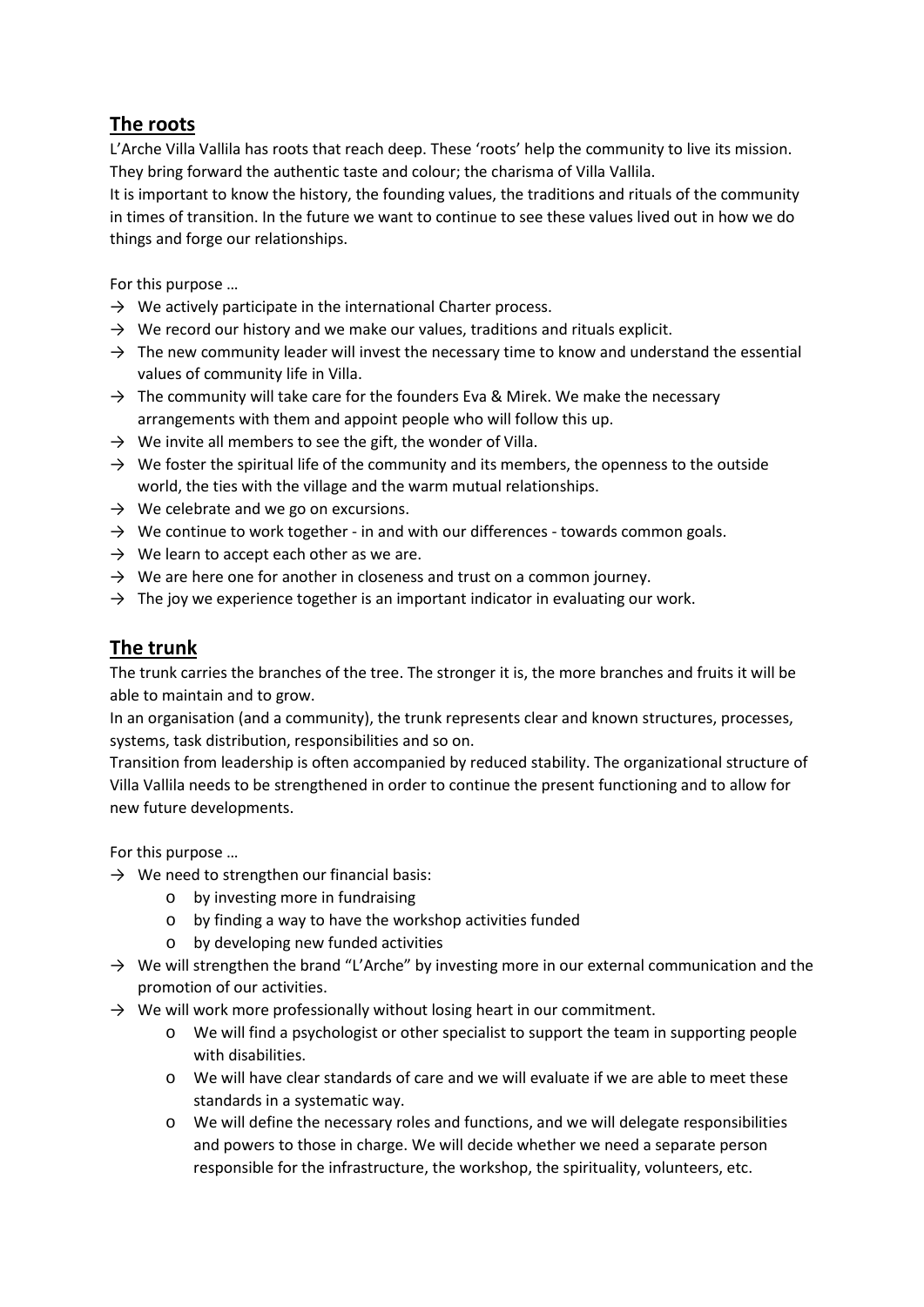## The roots

L'Arche Villa Vallila has roots that reach deep. These 'roots' help the community to live its mission. They bring forward the authentic taste and colour; the charisma of Villa Vallila.

It is important to know the history, the founding values, the traditions and rituals of the community in times of transition. In the future we want to continue to see these values lived out in how we do things and forge our relationships.

For this purpose …

- → We actively participate in the international Charter process.
- → We record our history and we make our values, traditions and rituals explicit.
- → The new community leader will invest the necessary time to know and understand the essential values of community life in Villa.
- → The community will take care for the founders Eva & Mirek. We make the necessary arrangements with them and appoint people who will follow this up.
- → We invite all members to see the gift, the wonder of Villa.
- → We foster the spiritual life of the community and its members, the openness to the outside world, the ties with the village and the warm mutual relationships.
- → We celebrate and we go on excursions.
- → We continue to work together - in and with our differences - towards common goals.
- → We learn to accept each other as we are.
- → We are here one for another in closeness and trust on a common journey.
- → The joy we experience together is an important indicator in evaluating our work.

## The trunk

The trunk carries the branches of the tree. The stronger it is, the more branches and fruits it will be able to maintain and to grow.

In an organisation (and a community), the trunk represents clear and known structures, processes, systems, task distribution, responsibilities and so on.

Transition from leadership is often accompanied by reduced stability. The organizational structure of Villa Vallila needs to be strengthened in order to continue the present functioning and to allow for new future developments.

For this purpose …

- → We need to strengthen our financial basis:
  - o by investing more in fundraising
  - o by finding a way to have the workshop activities funded
  - o by developing new funded activities
- → We will strengthen the brand "L'Arche" by investing more in our external communication and the promotion of our activities.
- → We will work more professionally without losing heart in our commitment.
  - o We will find a psychologist or other specialist to support the team in supporting people with disabilities.
  - o We will have clear standards of care and we will evaluate if we are able to meet these standards in a systematic way.
  - o We will define the necessary roles and functions, and we will delegate responsibilities and powers to those in charge. We will decide whether we need a separate person responsible for the infrastructure, the workshop, the spirituality, volunteers, etc.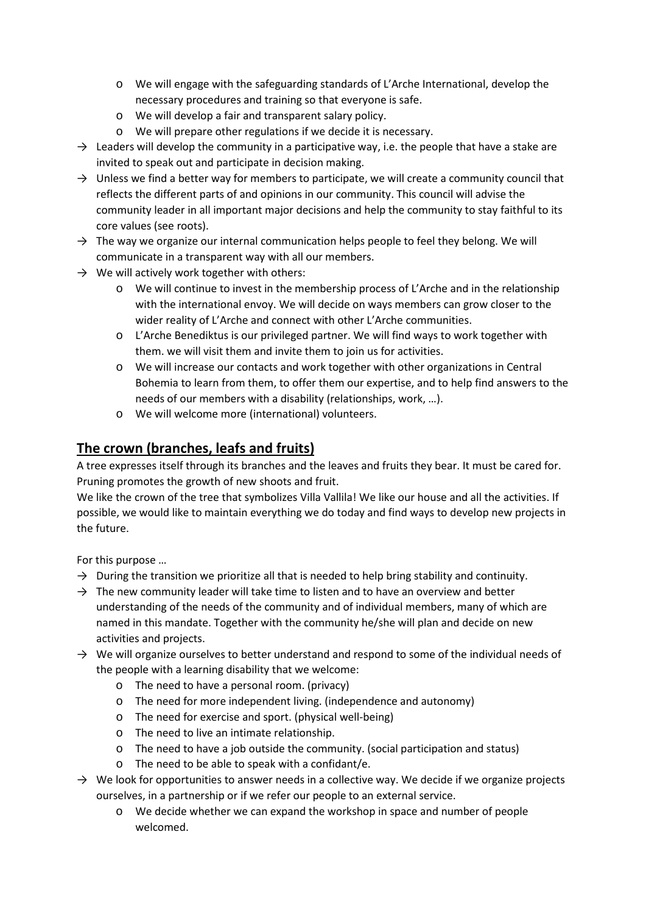- We will engage with the safeguarding standards of L'Arche International, develop the necessary procedures and training so that everyone is safe.
  - We will develop a fair and transparent salary policy.
  - We will prepare other regulations if we decide it is necessary.

→ Leaders will develop the community in a participative way, i.e. the people that have a stake are invited to speak out and participate in decision making.

→ Unless we find a better way for members to participate, we will create a community council that reflects the different parts of and opinions in our community. This council will advise the community leader in all important major decisions and help the community to stay faithful to its core values (see roots).

→ The way we organize our internal communication helps people to feel they belong. We will communicate in a transparent way with all our members.

→ We will actively work together with others:
  - We will continue to invest in the membership process of L'Arche and in the relationship with the international envoy. We will decide on ways members can grow closer to the wider reality of L'Arche and connect with other L'Arche communities.
  - L'Arche Benediktus is our privileged partner. We will find ways to work together with them. we will visit them and invite them to join us for activities.
  - We will increase our contacts and work together with other organizations in Central Bohemia to learn from them, to offer them our expertise, and to help find answers to the needs of our members with a disability (relationships, work, …).
  - We will welcome more (international) volunteers.

## **The crown (branches, leafs and fruits)**

A tree expresses itself through its branches and the leaves and fruits they bear. It must be cared for. Pruning promotes the growth of new shoots and fruit.

We like the crown of the tree that symbolizes Villa Vallila! We like our house and all the activities. If possible, we would like to maintain everything we do today and find ways to develop new projects in the future.

For this purpose …

→ During the transition we prioritize all that is needed to help bring stability and continuity.

→ The new community leader will take time to listen and to have an overview and better understanding of the needs of the community and of individual members, many of which are named in this mandate. Together with the community he/she will plan and decide on new activities and projects.

→ We will organize ourselves to better understand and respond to some of the individual needs of the people with a learning disability that we welcome:
  - The need to have a personal room. (privacy)
  - The need for more independent living. (independence and autonomy)
  - The need for exercise and sport. (physical well-being)
  - The need to live an intimate relationship.
  - The need to have a job outside the community. (social participation and status)
  - The need to be able to speak with a confidant/e.

→ We look for opportunities to answer needs in a collective way. We decide if we organize projects ourselves, in a partnership or if we refer our people to an external service.
  - We decide whether we can expand the workshop in space and number of people welcomed.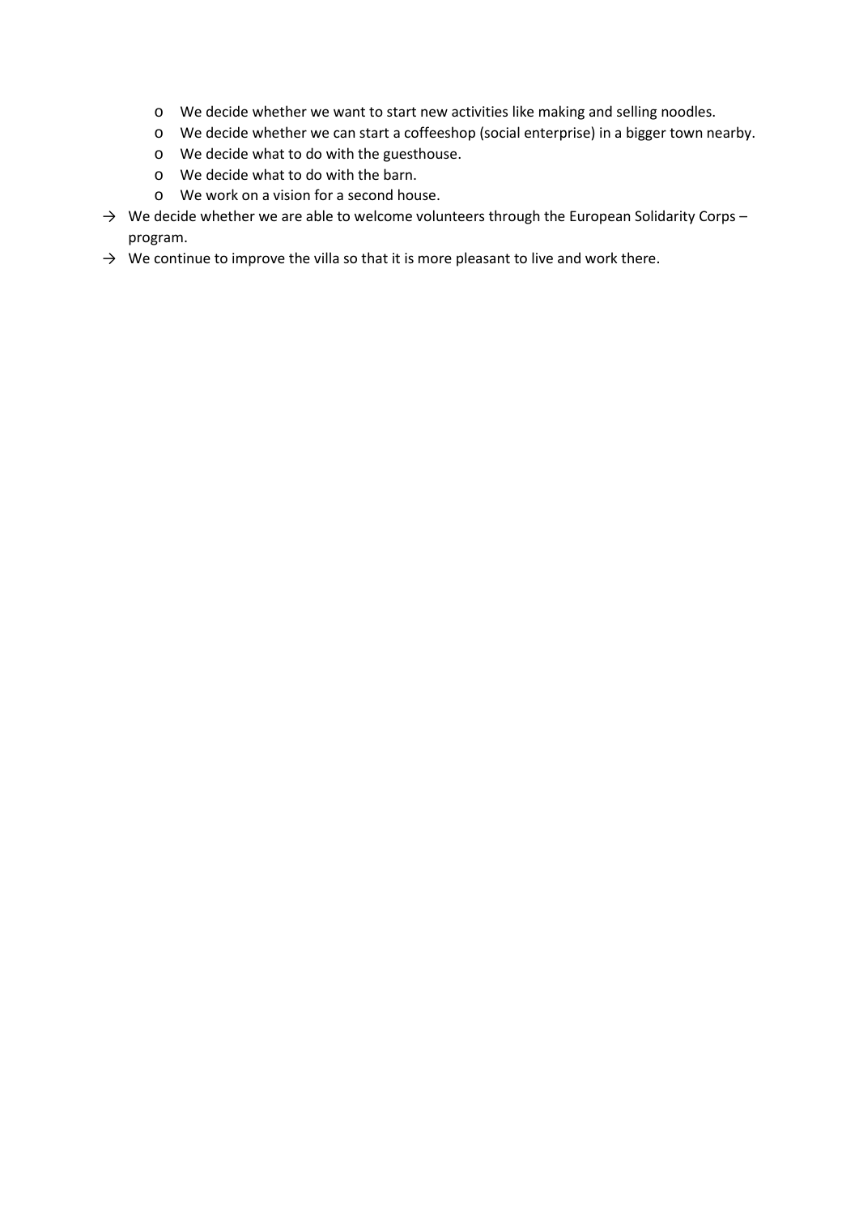- We decide whether we want to start new activities like making and selling noodles.
    - We decide whether we can start a coffeeshop (social enterprise) in a bigger town nearby.
    - We decide what to do with the guesthouse.
    - We decide what to do with the barn.
    - We work on a vision for a second house.
- → We decide whether we are able to welcome volunteers through the European Solidarity Corps – program.
- → We continue to improve the villa so that it is more pleasant to live and work there.